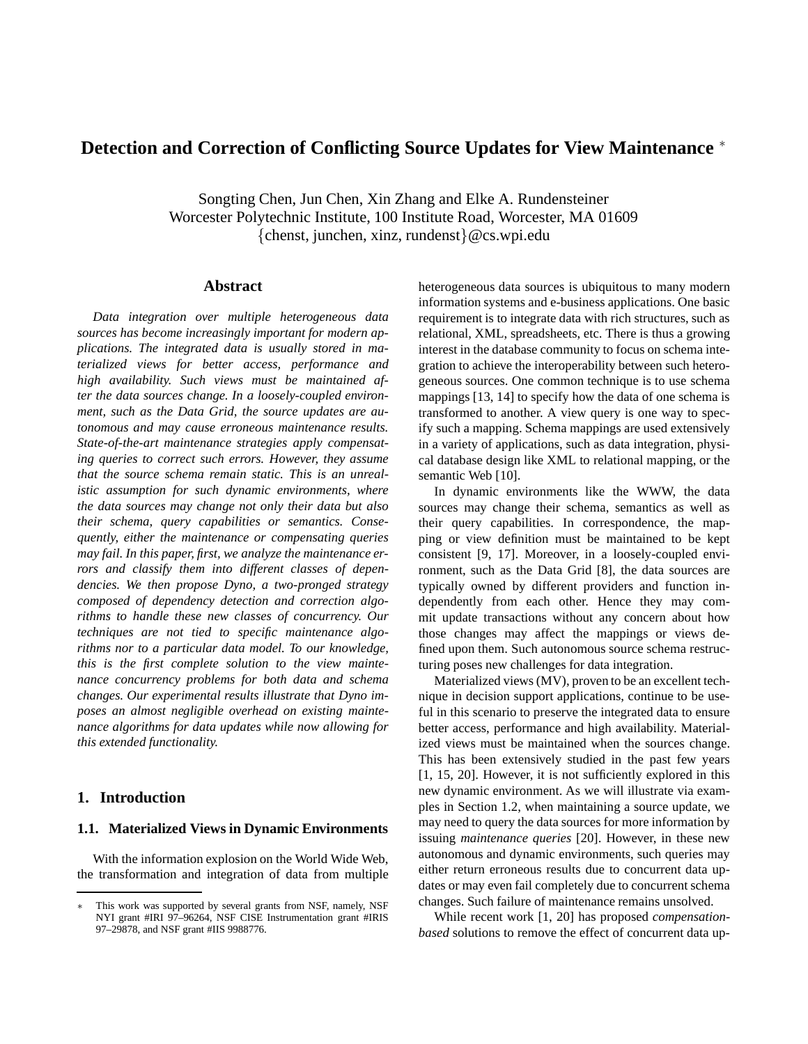# Detection and Correction of Conflicting Source Updates for View Maintenance *

Songting Chen, Jun Chen, Xin Zhang and Elke A. Rundensteiner
Worcester Polytechnic Institute, 100 Institute Road, Worcester, MA 01609
{chenst, junchen, xinz, rundenst}@cs.wpi.edu

## Abstract

*Data integration over multiple heterogeneous data sources has become increasingly important for modern applications. The integrated data is usually stored in materialized views for better access, performance and high availability. Such views must be maintained after the data sources change. In a loosely-coupled environment, such as the Data Grid, the source updates are autonomous and may cause erroneous maintenance results. State-of-the-art maintenance strategies apply compensating queries to correct such errors. However, they assume that the source schema remain static. This is an unrealistic assumption for such dynamic environments, where the data sources may change not only their data but also their schema, query capabilities or semantics. Consequently, either the maintenance or compensating queries may fail. In this paper, first, we analyze the maintenance errors and classify them into different classes of dependencies. We then propose Dyno, a two-pronged strategy composed of dependency detection and correction algorithms to handle these new classes of concurrency. Our techniques are not tied to specific maintenance algorithms nor to a particular data model. To our knowledge, this is the first complete solution to the view maintenance concurrency problems for both data and schema changes. Our experimental results illustrate that Dyno imposes an almost negligible overhead on existing maintenance algorithms for data updates while now allowing for this extended functionality.*

## 1. Introduction

### 1.1. Materialized Views in Dynamic Environments

With the information explosion on the World Wide Web, the transformation and integration of data from multiple heterogeneous data sources is ubiquitous to many modern information systems and e-business applications. One basic requirement is to integrate data with rich structures, such as relational, XML, spreadsheets, etc. There is thus a growing interest in the database community to focus on schema integration to achieve the interoperability between such heterogeneous sources. One common technique is to use schema mappings [13, 14] to specify how the data of one schema is transformed to another. A view query is one way to specify such a mapping. Schema mappings are used extensively in a variety of applications, such as data integration, physical database design like XML to relational mapping, or the semantic Web [10].

In dynamic environments like the WWW, the data sources may change their schema, semantics as well as their query capabilities. In correspondence, the mapping or view definition must be maintained to be kept consistent [9, 17]. Moreover, in a loosely-coupled environment, such as the Data Grid [8], the data sources are typically owned by different providers and function independently from each other. Hence they may commit update transactions without any concern about how those changes may affect the mappings or views defined upon them. Such autonomous source schema restructuring poses new challenges for data integration.

Materialized views (MV), proven to be an excellent technique in decision support applications, continue to be useful in this scenario to preserve the integrated data to ensure better access, performance and high availability. Materialized views must be maintained when the sources change. This has been extensively studied in the past few years [1, 15, 20]. However, it is not sufficiently explored in this new dynamic environment. As we will illustrate via examples in Section 1.2, when maintaining a source update, we may need to query the data sources for more information by issuing *maintenance queries* [20]. However, in these new autonomous and dynamic environments, such queries may either return erroneous results due to concurrent data updates or may even fail completely due to concurrent schema changes. Such failure of maintenance remains unsolved.

While recent work [1, 20] has proposed *compensation-based* solutions to remove the effect of concurrent data up-

---

* This work was supported by several grants from NSF, namely, NSF NYI grant #IRI 97–96264, NSF CISE Instrumentation grant #IRIS 97–29878, and NSF grant #IIS 9988776.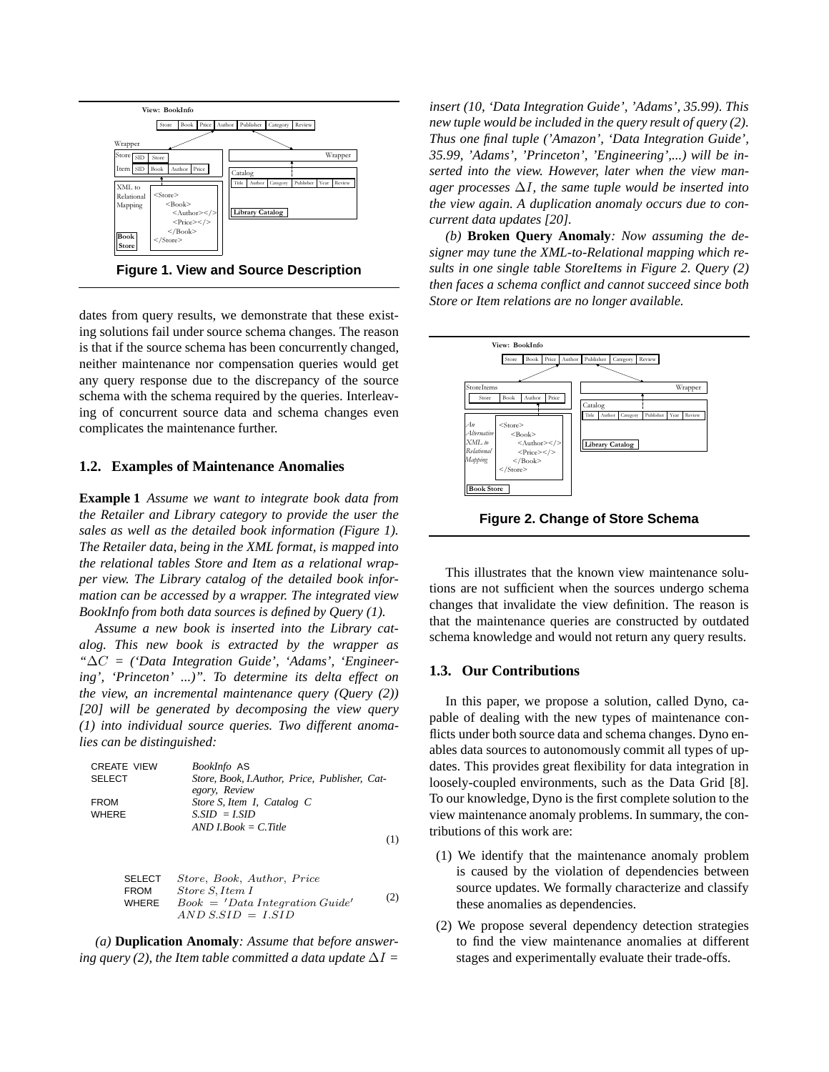Figure 1. View and Source Description

dates from query results, we demonstrate that these existing solutions fail under source schema changes. The reason is that if the source schema has been concurrently changed, neither maintenance nor compensation queries would get any query response due to the discrepancy of the source schema with the schema required by the queries. Interleaving of concurrent source data and schema changes even complicates the maintenance further.

## 1.2. Examples of Maintenance Anomalies

**Example 1** *Assume we want to integrate book data from the Retailer and Library category to provide the user the sales as well as the detailed book information (Figure 1). The Retailer data, being in the XML format, is mapped into the relational tables Store and Item as a relational wrapper view. The Library catalog of the detailed book information can be accessed by a wrapper. The integrated view BookInfo from both data sources is defined by Query (1).*

*Assume a new book is inserted into the Library catalog. This new book is extracted by the wrapper as "$\Delta C$ = ('Data Integration Guide', 'Adams', 'Engineering', 'Princeton' ...)". To determine its delta effect on the view, an incremental maintenance query (Query (2)) [20] will be generated by decomposing the view query (1) into individual source queries. Two different anomalies can be distinguished:*

```
CREATE VIEW   BookInfo AS
SELECT        Store, Book, I.Author, Price, Publisher, Category, Review
FROM          Store S, Item I, Catalog C
WHERE         S.SID = I.SID
              AND I.Book = C.Title                                    (1)
```

```
SELECT   Store, Book, Author, Price
FROM     Store S, Item I
WHERE    Book = 'Data Integration Guide'                              (2)
         AND S.SID = I.SID
```

*(a)* **Duplication Anomaly***: Assume that before answering query (2), the Item table committed a data update $\Delta I$ = insert (10, 'Data Integration Guide', 'Adams', 35.99). This new tuple would be included in the query result of query (2). Thus one final tuple ('Amazon', 'Data Integration Guide', 35.99, 'Adams', 'Princeton', 'Engineering',...) will be inserted into the view. However, later when the view manager processes $\Delta I$, the same tuple would be inserted into the view again. A duplication anomaly occurs due to concurrent data updates [20].*

*(b)* **Broken Query Anomaly***: Now assuming the designer may tune the XML-to-Relational mapping which results in one single table StoreItems in Figure 2. Query (2) then faces a schema conflict and cannot succeed since both Store or Item relations are no longer available.*

Figure 2. Change of Store Schema

This illustrates that the known view maintenance solutions are not sufficient when the sources undergo schema changes that invalidate the view definition. The reason is that the maintenance queries are constructed by outdated schema knowledge and would not return any query results.

## 1.3. Our Contributions

In this paper, we propose a solution, called Dyno, capable of dealing with the new types of maintenance conflicts under both source data and schema changes. Dyno enables data sources to autonomously commit all types of updates. This provides great flexibility for data integration in loosely-coupled environments, such as the Data Grid [8]. To our knowledge, Dyno is the first complete solution to the view maintenance anomaly problems. In summary, the contributions of this work are:

(1) We identify that the maintenance anomaly problem is caused by the violation of dependencies between source updates. We formally characterize and classify these anomalies as dependencies.

(2) We propose several dependency detection strategies to find the view maintenance anomalies at different stages and experimentally evaluate their trade-offs.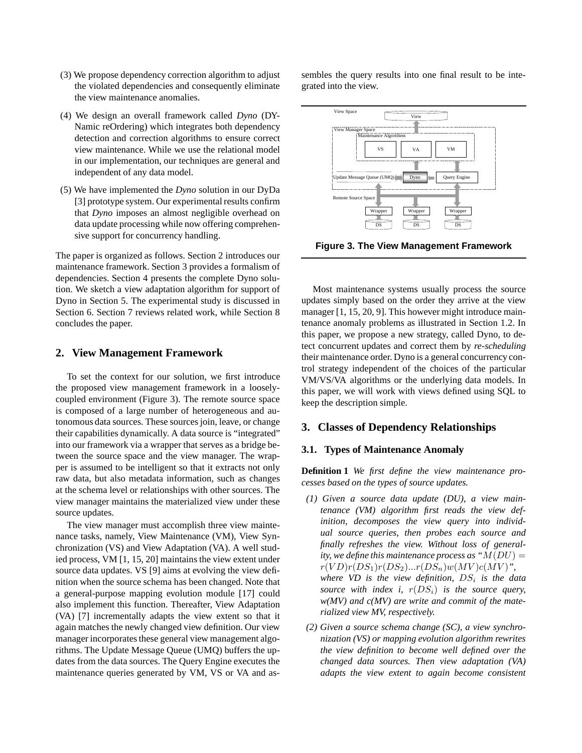(3) We propose dependency correction algorithm to adjust the violated dependencies and consequently eliminate the view maintenance anomalies.

(4) We design an overall framework called *Dyno* (DYNamic reOrdering) which integrates both dependency detection and correction algorithms to ensure correct view maintenance. While we use the relational model in our implementation, our techniques are general and independent of any data model.

(5) We have implemented the *Dyno* solution in our DyDa [3] prototype system. Our experimental results confirm that *Dyno* imposes an almost negligible overhead on data update processing while now offering comprehensive support for concurrency handling.

The paper is organized as follows. Section 2 introduces our maintenance framework. Section 3 provides a formalism of dependencies. Section 4 presents the complete Dyno solution. We sketch a view adaptation algorithm for support of Dyno in Section 5. The experimental study is discussed in Section 6. Section 7 reviews related work, while Section 8 concludes the paper.

## 2. View Management Framework

To set the context for our solution, we first introduce the proposed view management framework in a loosely-coupled environment (Figure 3). The remote source space is composed of a large number of heterogeneous and autonomous data sources. These sources join, leave, or change their capabilities dynamically. A data source is "integrated" into our framework via a wrapper that serves as a bridge between the source space and the view manager. The wrapper is assumed to be intelligent so that it extracts not only raw data, but also metadata information, such as changes at the schema level or relationships with other sources. The view manager maintains the materialized view under these source updates.

The view manager must accomplish three view maintenance tasks, namely, View Maintenance (VM), View Synchronization (VS) and View Adaptation (VA). A well studied process, VM [1, 15, 20] maintains the view extent under source data updates. VS [9] aims at evolving the view definition when the source schema has been changed. Note that a general-purpose mapping evolution module [17] could also implement this function. Thereafter, View Adaptation (VA) [7] incrementally adapts the view extent so that it again matches the newly changed view definition. Our view manager incorporates these general view management algorithms. The Update Message Queue (UMQ) buffers the updates from the data sources. The Query Engine executes the maintenance queries generated by VM, VS or VA and assembles the query results into one final result to be integrated into the view.

**Figure 3. The View Management Framework**

Most maintenance systems usually process the source updates simply based on the order they arrive at the view manager [1, 15, 20, 9]. This however might introduce maintenance anomaly problems as illustrated in Section 1.2. In this paper, we propose a new strategy, called Dyno, to detect concurrent updates and correct them by *re-scheduling* their maintenance order. Dyno is a general concurrency control strategy independent of the choices of the particular VM/VS/VA algorithms or the underlying data models. In this paper, we will work with views defined using SQL to keep the description simple.

## 3. Classes of Dependency Relationships

### 3.1. Types of Maintenance Anomaly

**Definition 1** *We first define the view maintenance processes based on the types of source updates.*

*(1) Given a source data update (DU), a view maintenance (VM) algorithm first reads the view definition, decomposes the view query into individual source queries, then probes each source and finally refreshes the view. Without loss of generality, we define this maintenance process as "$M(DU) = r(VD)r(DS_1)r(DS_2)...r(DS_n)w(MV)c(MV)$", where VD is the view definition, $DS_i$ is the data source with index i, $r(DS_i)$ is the source query, w(MV) and c(MV) are write and commit of the materialized view MV, respectively.*

*(2) Given a source schema change (SC), a view synchronization (VS) or mapping evolution algorithm rewrites the view definition to become well defined over the changed data sources. Then view adaptation (VA) adapts the view extent to again become consistent*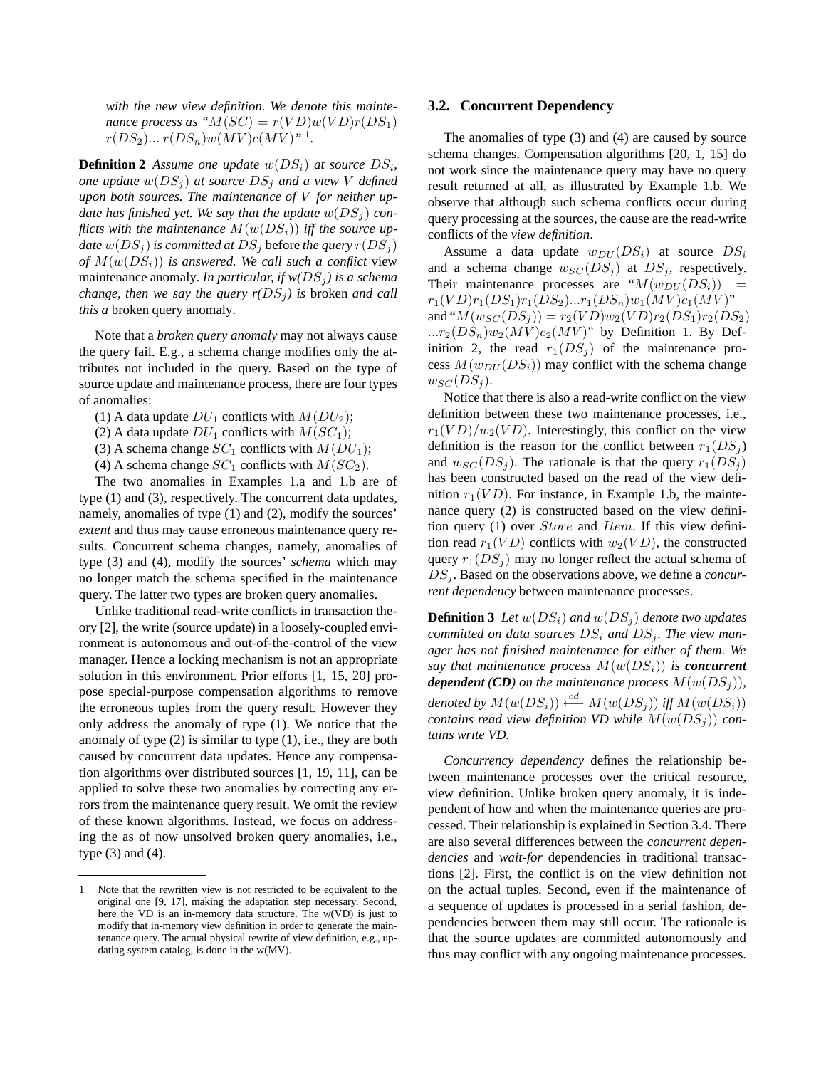*with the new view definition. We denote this maintenance process as "$M(SC) = r(VD)w(VD)r(DS_1)$ $r(DS_2)... r(DS_n)w(MV)c(MV)$"* [1].

**Definition 2** *Assume one update $w(DS_i)$ at source $DS_i$, one update $w(DS_j)$ at source $DS_j$ and a view $V$ defined upon both sources. The maintenance of $V$ for neither update has finished yet. We say that the update $w(DS_j)$ conflicts with the maintenance $M(w(DS_i))$ iff the source update $w(DS_j)$ is committed at $DS_j$* before *the query $r(DS_j)$ of $M(w(DS_i))$ is answered. We call such a conflict* view maintenance anomaly. *In particular, if $w(DS_j)$ is a schema change, then we say the query $r(DS_j)$ is* broken *and call this a* broken query anomaly.

Note that a *broken query anomaly* may not always cause the query fail. E.g., a schema change modifies only the attributes not included in the query. Based on the type of source update and maintenance process, there are four types of anomalies:

(1) A data update $DU_1$ conflicts with $M(DU_2)$;

(2) A data update $DU_1$ conflicts with $M(SC_1)$;

(3) A schema change $SC_1$ conflicts with $M(DU_1)$;

(4) A schema change $SC_1$ conflicts with $M(SC_2)$.

The two anomalies in Examples 1.a and 1.b are of type (1) and (3), respectively. The concurrent data updates, namely, anomalies of type (1) and (2), modify the sources' *extent* and thus may cause erroneous maintenance query results. Concurrent schema changes, namely, anomalies of type (3) and (4), modify the sources' *schema* which may no longer match the schema specified in the maintenance query. The latter two types are broken query anomalies.

Unlike traditional read-write conflicts in transaction theory [2], the write (source update) in a loosely-coupled environment is autonomous and out-of-the-control of the view manager. Hence a locking mechanism is not an appropriate solution in this environment. Prior efforts [1, 15, 20] propose special-purpose compensation algorithms to remove the erroneous tuples from the query result. However they only address the anomaly of type (1). We notice that the anomaly of type (2) is similar to type (1), i.e., they are both caused by concurrent data updates. Hence any compensation algorithms over distributed sources [1, 19, 11], can be applied to solve these two anomalies by correcting any errors from the maintenance query result. We omit the review of these known algorithms. Instead, we focus on addressing the as of now unsolved broken query anomalies, i.e., type (3) and (4).

### 3.2. Concurrent Dependency

The anomalies of type (3) and (4) are caused by source schema changes. Compensation algorithms [20, 1, 15] do not work since the maintenance query may have no query result returned at all, as illustrated by Example 1.b. We observe that although such schema conflicts occur during query processing at the sources, the cause are the read-write conflicts of the *view definition*.

Assume a data update $w_{DU}(DS_i)$ at source $DS_i$ and a schema change $w_{SC}(DS_j)$ at $DS_j$, respectively. Their maintenance processes are "$M(w_{DU}(DS_i)) = r_1(VD)r_1(DS_1)r_1(DS_2)...r_1(DS_n)w_1(MV)c_1(MV)$" and "$M(w_{SC}(DS_j)) = r_2(VD)w_2(VD)r_2(DS_1)r_2(DS_2) ...r_2(DS_n)w_2(MV)c_2(MV)$" by Definition 1. By Definition 2, the read $r_1(DS_j)$ of the maintenance process $M(w_{DU}(DS_i))$ may conflict with the schema change $w_{SC}(DS_j)$.

Notice that there is also a read-write conflict on the view definition between these two maintenance processes, i.e., $r_1(VD)/w_2(VD)$. Interestingly, this conflict on the view definition is the reason for the conflict between $r_1(DS_j)$ and $w_{SC}(DS_j)$. The rationale is that the query $r_1(DS_j)$ has been constructed based on the read of the view definition $r_1(VD)$. For instance, in Example 1.b, the maintenance query (2) is constructed based on the view definition query (1) over $Store$ and $Item$. If this view definition read $r_1(VD)$ conflicts with $w_2(VD)$, the constructed query $r_1(DS_j)$ may no longer reflect the actual schema of $DS_j$. Based on the observations above, we define a *concurrent dependency* between maintenance processes.

**Definition 3** *Let $w(DS_i)$ and $w(DS_j)$ denote two updates committed on data sources $DS_i$ and $DS_j$. The view manager has not finished maintenance for either of them. We say that maintenance process $M(w(DS_i))$ is **concurrent dependent (CD)** on the maintenance process $M(w(DS_j))$, denoted by $M(w(DS_i)) \stackrel{cd}{\longleftarrow} M(w(DS_j))$ iff $M(w(DS_i))$ contains read view definition VD while $M(w(DS_j))$ contains write VD.*

*Concurrency dependency* defines the relationship between maintenance processes over the critical resource, view definition. Unlike broken query anomaly, it is independent of how and when the maintenance queries are processed. Their relationship is explained in Section 3.4. There are also several differences between the *concurrent dependencies* and *wait-for* dependencies in traditional transactions [2]. First, the conflict is on the view definition not on the actual tuples. Second, even if the maintenance of a sequence of updates is processed in a serial fashion, dependencies between them may still occur. The rationale is that the source updates are committed autonomously and thus may conflict with any ongoing maintenance processes.

---

[1] Note that the rewritten view is not restricted to be equivalent to the original one [9, 17], making the adaptation step necessary. Second, here the VD is an in-memory data structure. The w(VD) is just to modify that in-memory view definition in order to generate the maintenance query. The actual physical rewrite of view definition, e.g., updating system catalog, is done in the w(MV).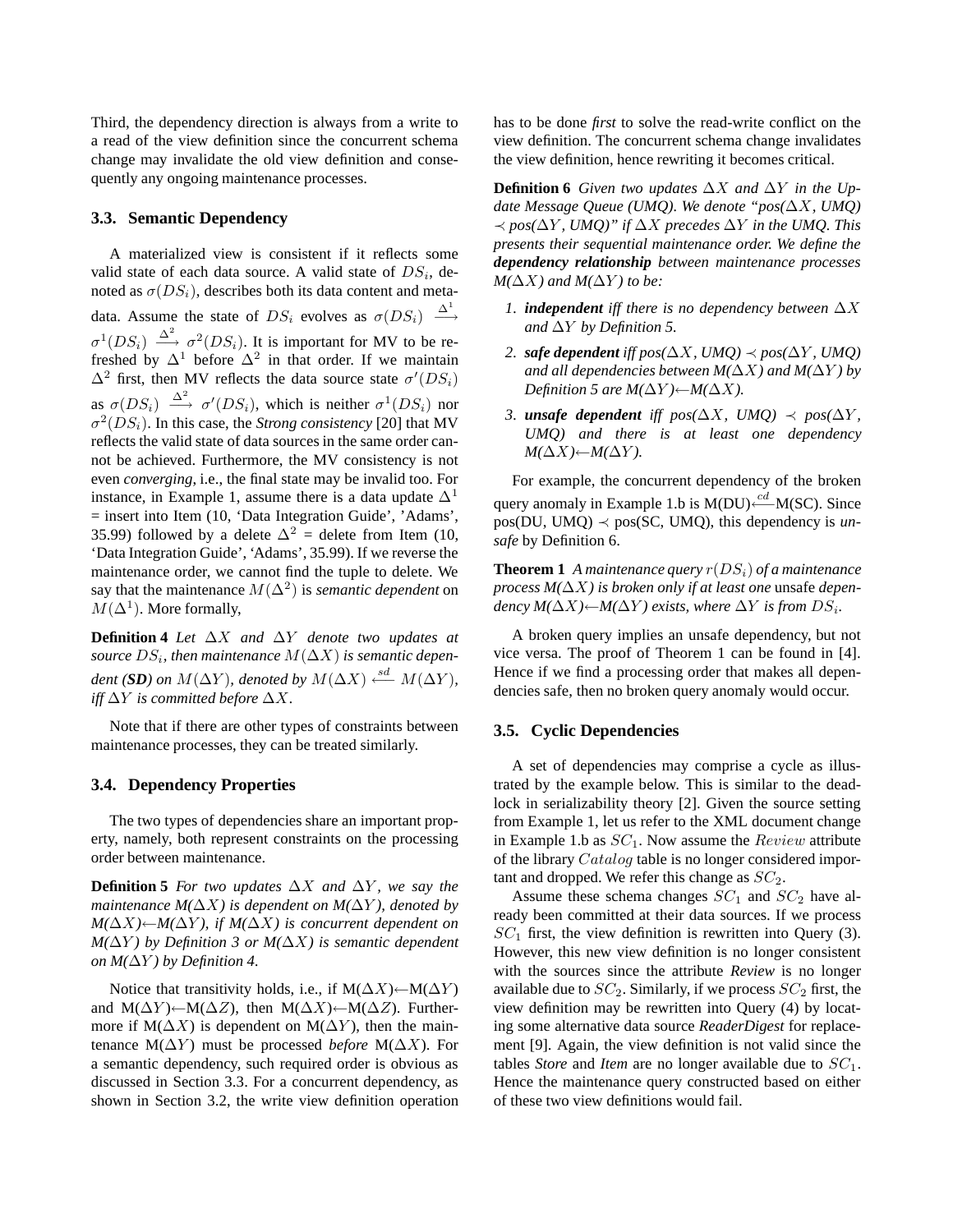Third, the dependency direction is always from a write to a read of the view definition since the concurrent schema change may invalidate the old view definition and consequently any ongoing maintenance processes.

### 3.3. Semantic Dependency

A materialized view is consistent if it reflects some valid state of each data source. A valid state of $DS_i$, denoted as $\sigma(DS_i)$, describes both its data content and meta-data. Assume the state of $DS_i$ evolves as $\sigma(DS_i) \xrightarrow{\Delta^1} \sigma^1(DS_i) \xrightarrow{\Delta^2} \sigma^2(DS_i)$. It is important for MV to be refreshed by $\Delta^1$ before $\Delta^2$ in that order. If we maintain $\Delta^2$ first, then MV reflects the data source state $\sigma'(DS_i)$ as $\sigma(DS_i) \xrightarrow{\Delta^2} \sigma'(DS_i)$, which is neither $\sigma^1(DS_i)$ nor $\sigma^2(DS_i)$. In this case, the *Strong consistency* [20] that MV reflects the valid state of data sources in the same order cannot be achieved. Furthermore, the MV consistency is not even *converging*, i.e., the final state may be invalid too. For instance, in Example 1, assume there is a data update $\Delta^1$ = insert into Item (10, 'Data Integration Guide', 'Adams', 35.99) followed by a delete $\Delta^2$ = delete from Item (10, 'Data Integration Guide', 'Adams', 35.99). If we reverse the maintenance order, we cannot find the tuple to delete. We say that the maintenance $M(\Delta^2)$ is *semantic dependent* on $M(\Delta^1)$. More formally,

**Definition 4** *Let $\Delta X$ and $\Delta Y$ denote two updates at source $DS_i$, then maintenance $M(\Delta X)$ is semantic dependent (**SD**) on $M(\Delta Y)$, denoted by $M(\Delta X) \stackrel{sd}{\longleftarrow} M(\Delta Y)$, iff $\Delta Y$ is committed before $\Delta X$.*

Note that if there are other types of constraints between maintenance processes, they can be treated similarly.

### 3.4. Dependency Properties

The two types of dependencies share an important property, namely, both represent constraints on the processing order between maintenance.

**Definition 5** *For two updates $\Delta X$ and $\Delta Y$, we say the maintenance M($\Delta X$) is dependent on M($\Delta Y$), denoted by M($\Delta X$)←M($\Delta Y$), if M($\Delta X$) is concurrent dependent on M($\Delta Y$) by Definition 3 or M($\Delta X$) is semantic dependent on M($\Delta Y$) by Definition 4.*

Notice that transitivity holds, i.e., if M($\Delta X$)←M($\Delta Y$) and M($\Delta Y$)←M($\Delta Z$), then M($\Delta X$)←M($\Delta Z$). Furthermore if M($\Delta X$) is dependent on M($\Delta Y$), then the maintenance M($\Delta Y$) must be processed *before* M($\Delta X$). For a semantic dependency, such required order is obvious as discussed in Section 3.3. For a concurrent dependency, as shown in Section 3.2, the write view definition operation has to be done *first* to solve the read-write conflict on the view definition. The concurrent schema change invalidates the view definition, hence rewriting it becomes critical.

**Definition 6** *Given two updates $\Delta X$ and $\Delta Y$ in the Update Message Queue (UMQ). We denote "pos($\Delta X$, UMQ) $\prec$ pos($\Delta Y$, UMQ)" if $\Delta X$ precedes $\Delta Y$ in the UMQ. This presents their sequential maintenance order. We define the **dependency relationship** between maintenance processes M($\Delta X$) and M($\Delta Y$) to be:*

1. ***independent** iff there is no dependency between $\Delta X$ and $\Delta Y$ by Definition 5.*
2. ***safe dependent** iff pos($\Delta X$, UMQ) $\prec$ pos($\Delta Y$, UMQ) and all dependencies between M($\Delta X$) and M($\Delta Y$) by Definition 5 are M($\Delta Y$)←M($\Delta X$).*
3. ***unsafe dependent** iff pos($\Delta X$, UMQ) $\prec$ pos($\Delta Y$, UMQ) and there is at least one dependency M($\Delta X$)←M($\Delta Y$).*

For example, the concurrent dependency of the broken query anomaly in Example 1.b is M(DU)$\stackrel{cd}{\longleftarrow}$M(SC). Since pos(DU, UMQ) $\prec$ pos(SC, UMQ), this dependency is *unsafe* by Definition 6.

**Theorem 1** *A maintenance query $r(DS_i)$ of a maintenance process M($\Delta X$) is broken only if at least one* unsafe *dependency M($\Delta X$)←M($\Delta Y$) exists, where $\Delta Y$ is from $DS_i$.*

A broken query implies an unsafe dependency, but not vice versa. The proof of Theorem 1 can be found in [4]. Hence if we find a processing order that makes all dependencies safe, then no broken query anomaly would occur.

### 3.5. Cyclic Dependencies

A set of dependencies may comprise a cycle as illustrated by the example below. This is similar to the deadlock in serializability theory [2]. Given the source setting from Example 1, let us refer to the XML document change in Example 1.b as $SC_1$. Now assume the $Review$ attribute of the library $Catalog$ table is no longer considered important and dropped. We refer this change as $SC_2$.

Assume these schema changes $SC_1$ and $SC_2$ have already been committed at their data sources. If we process $SC_1$ first, the view definition is rewritten into Query (3). However, this new view definition is no longer consistent with the sources since the attribute *Review* is no longer available due to $SC_2$. Similarly, if we process $SC_2$ first, the view definition may be rewritten into Query (4) by locating some alternative data source *ReaderDigest* for replacement [9]. Again, the view definition is not valid since the tables *Store* and *Item* are no longer available due to $SC_1$. Hence the maintenance query constructed based on either of these two view definitions would fail.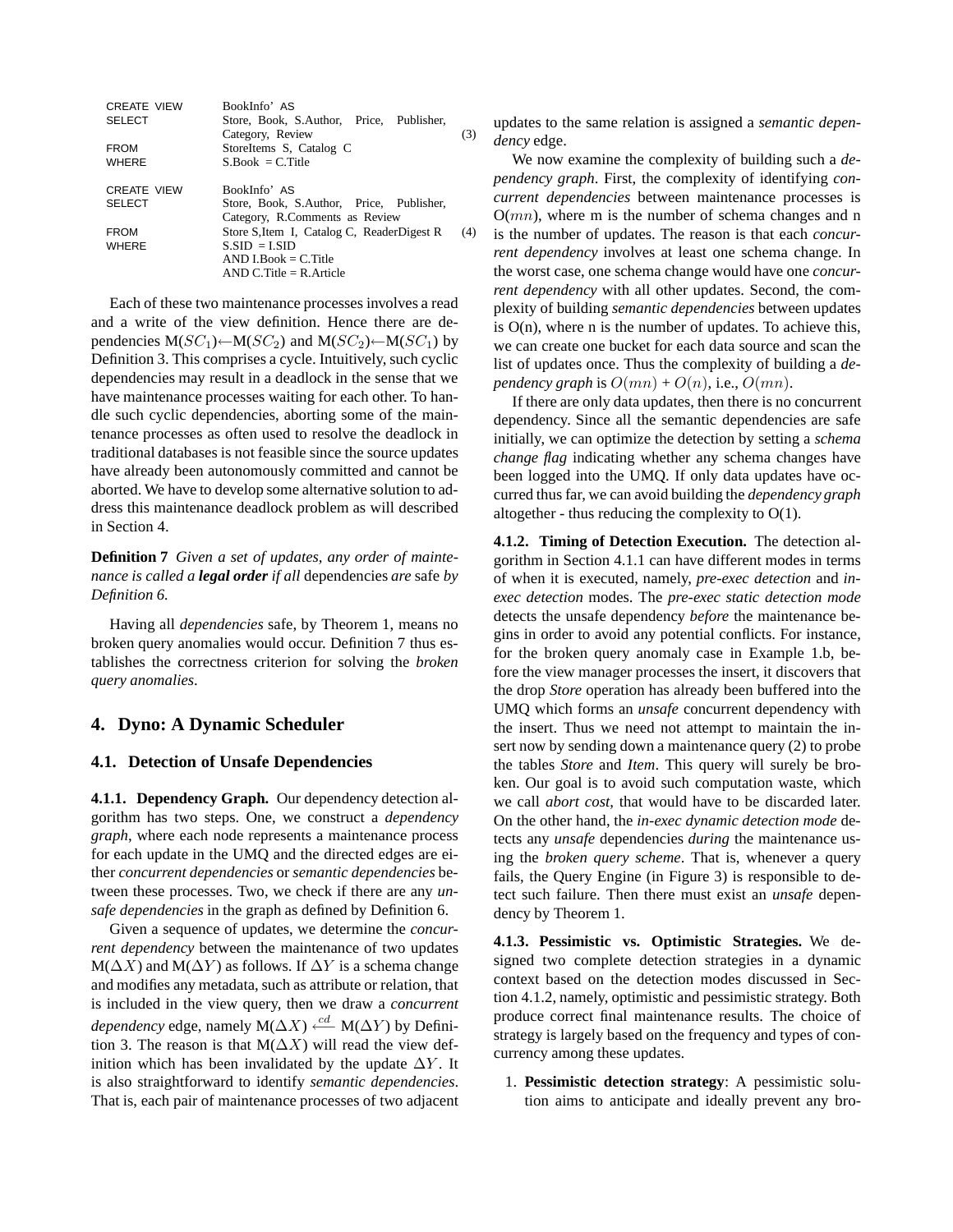```
CREATE VIEW   BookInfo' AS
SELECT        Store, Book, S.Author, Price, Publisher,
              Category, Review                              (3)
FROM          StoreItems S, Catalog C
WHERE         S.Book = C.Title

CREATE VIEW   BookInfo' AS
SELECT        Store, Book, S.Author, Price, Publisher,
              Category, R.Comments as Review
FROM          Store S,Item I, Catalog C, ReaderDigest R    (4)
WHERE         S.SID = I.SID
              AND I.Book = C.Title
              AND C.Title = R.Article
```

Each of these two maintenance processes involves a read and a write of the view definition. Hence there are dependencies M($SC_1$)←M($SC_2$) and M($SC_2$)←M($SC_1$) by Definition 3. This comprises a cycle. Intuitively, such cyclic dependencies may result in a deadlock in the sense that we have maintenance processes waiting for each other. To handle such cyclic dependencies, aborting some of the maintenance processes as often used to resolve the deadlock in traditional databases is not feasible since the source updates have already been autonomously committed and cannot be aborted. We have to develop some alternative solution to address this maintenance deadlock problem as will described in Section 4.

**Definition 7** *Given a set of updates, any order of maintenance is called a* ***legal order*** *if all* dependencies *are* safe *by Definition 6.*

Having all *dependencies* safe, by Theorem 1, means no broken query anomalies would occur. Definition 7 thus establishes the correctness criterion for solving the *broken query anomalies*.

## 4. Dyno: A Dynamic Scheduler

### 4.1. Detection of Unsafe Dependencies

**4.1.1. Dependency Graph.** Our dependency detection algorithm has two steps. One, we construct a *dependency graph*, where each node represents a maintenance process for each update in the UMQ and the directed edges are either *concurrent dependencies* or *semantic dependencies* between these processes. Two, we check if there are any *unsafe dependencies* in the graph as defined by Definition 6.

Given a sequence of updates, we determine the *concurrent dependency* between the maintenance of two updates M($\Delta X$) and M($\Delta Y$) as follows. If $\Delta Y$ is a schema change and modifies any metadata, such as attribute or relation, that is included in the view query, then we draw a *concurrent dependency* edge, namely M($\Delta X$) $\xleftarrow{cd}$ M($\Delta Y$) by Definition 3. The reason is that M($\Delta X$) will read the view definition which has been invalidated by the update $\Delta Y$. It is also straightforward to identify *semantic dependencies*. That is, each pair of maintenance processes of two adjacent updates to the same relation is assigned a *semantic dependency* edge.

We now examine the complexity of building such a *dependency graph*. First, the complexity of identifying *concurrent dependencies* between maintenance processes is O($mn$), where m is the number of schema changes and n is the number of updates. The reason is that each *concurrent dependency* involves at least one schema change. In the worst case, one schema change would have one *concurrent dependency* with all other updates. Second, the complexity of building *semantic dependencies* between updates is O(n), where n is the number of updates. To achieve this, we can create one bucket for each data source and scan the list of updates once. Thus the complexity of building a *dependency graph* is $O(mn)$ + $O(n)$, i.e., $O(mn)$.

If there are only data updates, then there is no concurrent dependency. Since all the semantic dependencies are safe initially, we can optimize the detection by setting a *schema change flag* indicating whether any schema changes have been logged into the UMQ. If only data updates have occurred thus far, we can avoid building the *dependency graph* altogether - thus reducing the complexity to O(1).

**4.1.2. Timing of Detection Execution.** The detection algorithm in Section 4.1.1 can have different modes in terms of when it is executed, namely, *pre-exec detection* and *in-exec detection* modes. The *pre-exec static detection mode* detects the unsafe dependency *before* the maintenance begins in order to avoid any potential conflicts. For instance, for the broken query anomaly case in Example 1.b, before the view manager processes the insert, it discovers that the drop *Store* operation has already been buffered into the UMQ which forms an *unsafe* concurrent dependency with the insert. Thus we need not attempt to maintain the insert now by sending down a maintenance query (2) to probe the tables *Store* and *Item*. This query will surely be broken. Our goal is to avoid such computation waste, which we call *abort cost*, that would have to be discarded later. On the other hand, the *in-exec dynamic detection mode* detects any *unsafe* dependencies *during* the maintenance using the *broken query scheme*. That is, whenever a query fails, the Query Engine (in Figure 3) is responsible to detect such failure. Then there must exist an *unsafe* dependency by Theorem 1.

**4.1.3. Pessimistic vs. Optimistic Strategies.** We designed two complete detection strategies in a dynamic context based on the detection modes discussed in Section 4.1.2, namely, optimistic and pessimistic strategy. Both produce correct final maintenance results. The choice of strategy is largely based on the frequency and types of concurrency among these updates.

1. **Pessimistic detection strategy**: A pessimistic solution aims to anticipate and ideally prevent any bro-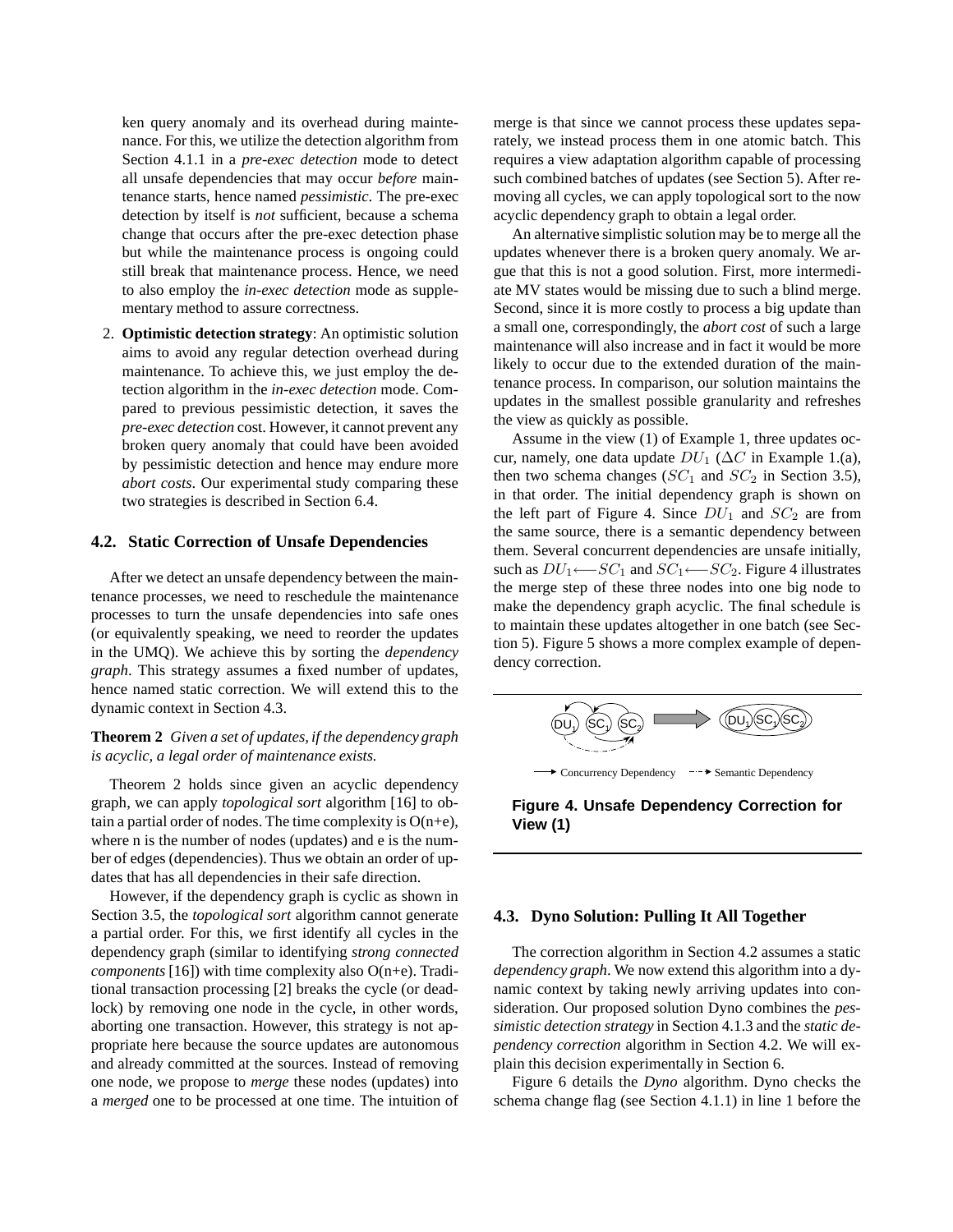ken query anomaly and its overhead during maintenance. For this, we utilize the detection algorithm from Section 4.1.1 in a *pre-exec detection* mode to detect all unsafe dependencies that may occur *before* maintenance starts, hence named *pessimistic*. The pre-exec detection by itself is *not* sufficient, because a schema change that occurs after the pre-exec detection phase but while the maintenance process is ongoing could still break that maintenance process. Hence, we need to also employ the *in-exec detection* mode as supplementary method to assure correctness.

2. **Optimistic detection strategy**: An optimistic solution aims to avoid any regular detection overhead during maintenance. To achieve this, we just employ the detection algorithm in the *in-exec detection* mode. Compared to previous pessimistic detection, it saves the *pre-exec detection* cost. However, it cannot prevent any broken query anomaly that could have been avoided by pessimistic detection and hence may endure more *abort costs*. Our experimental study comparing these two strategies is described in Section 6.4.

### 4.2. Static Correction of Unsafe Dependencies

After we detect an unsafe dependency between the maintenance processes, we need to reschedule the maintenance processes to turn the unsafe dependencies into safe ones (or equivalently speaking, we need to reorder the updates in the UMQ). We achieve this by sorting the *dependency graph*. This strategy assumes a fixed number of updates, hence named static correction. We will extend this to the dynamic context in Section 4.3.

**Theorem 2** *Given a set of updates, if the dependency graph is acyclic, a legal order of maintenance exists.*

Theorem 2 holds since given an acyclic dependency graph, we can apply *topological sort* algorithm [16] to obtain a partial order of nodes. The time complexity is O(n+e), where n is the number of nodes (updates) and e is the number of edges (dependencies). Thus we obtain an order of updates that has all dependencies in their safe direction.

However, if the dependency graph is cyclic as shown in Section 3.5, the *topological sort* algorithm cannot generate a partial order. For this, we first identify all cycles in the dependency graph (similar to identifying *strong connected components* [16]) with time complexity also O(n+e). Traditional transaction processing [2] breaks the cycle (or deadlock) by removing one node in the cycle, in other words, aborting one transaction. However, this strategy is not appropriate here because the source updates are autonomous and already committed at the sources. Instead of removing one node, we propose to *merge* these nodes (updates) into a *merged* one to be processed at one time. The intuition of merge is that since we cannot process these updates separately, we instead process them in one atomic batch. This requires a view adaptation algorithm capable of processing such combined batches of updates (see Section 5). After removing all cycles, we can apply topological sort to the now acyclic dependency graph to obtain a legal order.

An alternative simplistic solution may be to merge all the updates whenever there is a broken query anomaly. We argue that this is not a good solution. First, more intermediate MV states would be missing due to such a blind merge. Second, since it is more costly to process a big update than a small one, correspondingly, the *abort cost* of such a large maintenance will also increase and in fact it would be more likely to occur due to the extended duration of the maintenance process. In comparison, our solution maintains the updates in the smallest possible granularity and refreshes the view as quickly as possible.

Assume in the view (1) of Example 1, three updates occur, namely, one data update $DU_1$ ($\Delta C$ in Example 1.(a), then two schema changes ($SC_1$ and $SC_2$ in Section 3.5), in that order. The initial dependency graph is shown on the left part of Figure 4. Since $DU_1$ and $SC_2$ are from the same source, there is a semantic dependency between them. Several concurrent dependencies are unsafe initially, such as $DU_1 \longleftarrow SC_1$ and $SC_1 \longleftarrow SC_2$. Figure 4 illustrates the merge step of these three nodes into one big node to make the dependency graph acyclic. The final schedule is to maintain these updates altogether in one batch (see Section 5). Figure 5 shows a more complex example of dependency correction.

**Figure 4. Unsafe Dependency Correction for View (1)**

### 4.3. Dyno Solution: Pulling It All Together

The correction algorithm in Section 4.2 assumes a static *dependency graph*. We now extend this algorithm into a dynamic context by taking newly arriving updates into consideration. Our proposed solution Dyno combines the *pessimistic detection strategy* in Section 4.1.3 and the *static dependency correction* algorithm in Section 4.2. We will explain this decision experimentally in Section 6.

Figure 6 details the *Dyno* algorithm. Dyno checks the schema change flag (see Section 4.1.1) in line 1 before the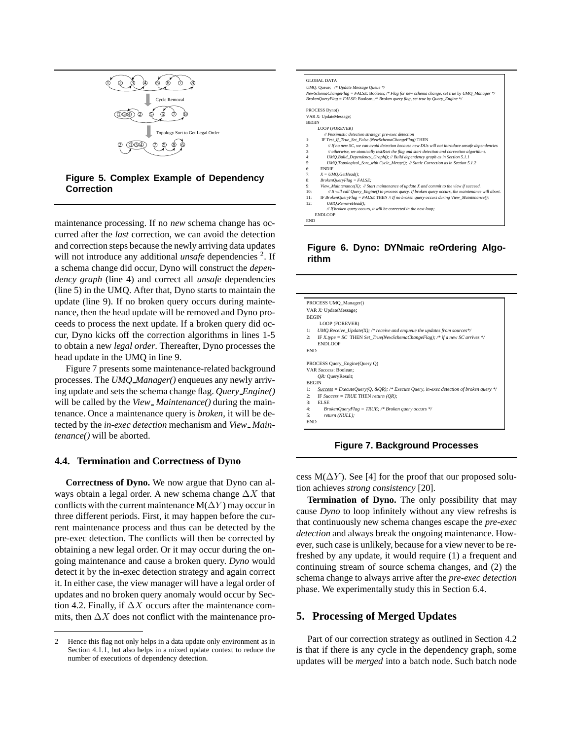Figure 5. Complex Example of Dependency Correction

maintenance processing. If no *new* schema change has occurred after the *last* correction, we can avoid the detection and correction steps because the newly arriving data updates will not introduce any additional *unsafe* dependencies [2]. If a schema change did occur, Dyno will construct the *dependency graph* (line 4) and correct all *unsafe* dependencies (line 5) in the UMQ. After that, Dyno starts to maintain the update (line 9). If no broken query occurs during maintenance, then the head update will be removed and Dyno proceeds to process the next update. If a broken query did occur, Dyno kicks off the correction algorithms in lines 1-5 to obtain a new *legal order*. Thereafter, Dyno processes the head update in the UMQ in line 9.

Figure 7 presents some maintenance-related background processes. The *UMQ_Manager()* enqueues any newly arriving update and sets the schema change flag. *Query_Engine()* will be called by the *View_Maintenance()* during the maintenance. Once a maintenance query is *broken*, it will be detected by the *in-exec detection* mechanism and *View_Maintenance()* will be aborted.

```
GLOBAL DATA
UMQ: Queue;   /* Update Message Queue */
NewSchemaChangeFlag = FALSE: Boolean; /* Flag for new schema change, set true by UMQ_Manager */
BrokenQueryFlag = FALSE: Boolean; /* Broken query flag, set true by Query_Engine */

PROCESS Dyno()
VAR X: UpdateMessage;
BEGIN
    LOOP (FOREVER)
        // Pessimistic detection strategy: pre-exec detection
1:      IF Test_If_True_Set_False (NewSchemaChangeFlag) THEN
2:          // If no new SC, we can avoid detection because new DUs will not introduce unsafe dependencies
3:          // otherwise, we atomically test&set the flag and start detection and correction algorithms.
4:          UMQ.Build_Dependency_Graph(); // Build dependency graph as in Section 5.1.1
5:          UMQ.Topological_Sort_with Cycle_Merge(); // Static Correction as in Section 5.1.2
6:      ENDIF
7:      X = UMQ.GetHead();
8:      BrokenQueryFlag = FALSE;
9:      View_Maintenance(X); // Start maintenance of update X and commit to the view if succeed.
10:         // It will call Query_Engine() to process query. If broken query occurs, the maintenance will abort.
11:     IF BrokenQueryFlag = FALSE THEN // If no broken query occurs during View_Maintenance();
12:         UMQ.RemoveHead();
            // If broken query occurs, it will be corrected in the next loop;
    ENDLOOP
END
```

Figure 6. Dyno: DYNmaic reOrdering Algorithm

```
PROCESS UMQ_Manager()
VAR X: UpdateMessage;
BEGIN
    LOOP (FOREVER)
1:  UMQ.Receive_Update(X); /* receive and enqueue the updates from sources*/
2:  IF X.type = SC THEN Set_True(NewSchemaChangeFlag); /* if a new SC arrives */
    ENDLOOP
END

PROCESS Query_Engine(Query Q)
VAR Success: Boolean;
    QR: QueryResult;
BEGIN
1:  Success = ExecuteQuery(Q, &QR); /* Execute Query, in-exec detection of broken query */
2:  IF Success = TRUE THEN return (QR);
3:  ELSE
4:      BrokenQueryFlag = TRUE; /* Broken query occurs */
5:      return (NULL);
END
```

Figure 7. Background Processes

### 4.4. Termination and Correctness of Dyno

**Correctness of Dyno.** We now argue that Dyno can always obtain a legal order. A new schema change $\Delta X$ that conflicts with the current maintenance M($\Delta Y$) may occur in three different periods. First, it may happen before the current maintenance process and thus can be detected by the pre-exec detection. The conflicts will then be corrected by obtaining a new legal order. Or it may occur during the ongoing maintenance and cause a broken query. *Dyno* would detect it by the in-exec detection strategy and again correct it. In either case, the view manager will have a legal order of updates and no broken query anomaly would occur by Section 4.2. Finally, if $\Delta X$ occurs after the maintenance commits, then $\Delta X$ does not conflict with the maintenance process M($\Delta Y$). See [4] for the proof that our proposed solution achieves *strong consistency* [20].

**Termination of Dyno.** The only possibility that may cause *Dyno* to loop infinitely without any view refreshs is that continuously new schema changes escape the *pre-exec detection* and always break the ongoing maintenance. However, such case is unlikely, because for a view never to be refreshed by any update, it would require (1) a frequent and continuing stream of source schema changes, and (2) the schema change to always arrive after the *pre-exec detection* phase. We experimentally study this in Section 6.4.

## 5. Processing of Merged Updates

Part of our correction strategy as outlined in Section 4.2 is that if there is any cycle in the dependency graph, some updates will be *merged* into a batch node. Such batch node

[2] Hence this flag not only helps in a data update only environment as in Section 4.1.1, but also helps in a mixed update context to reduce the number of executions of dependency detection.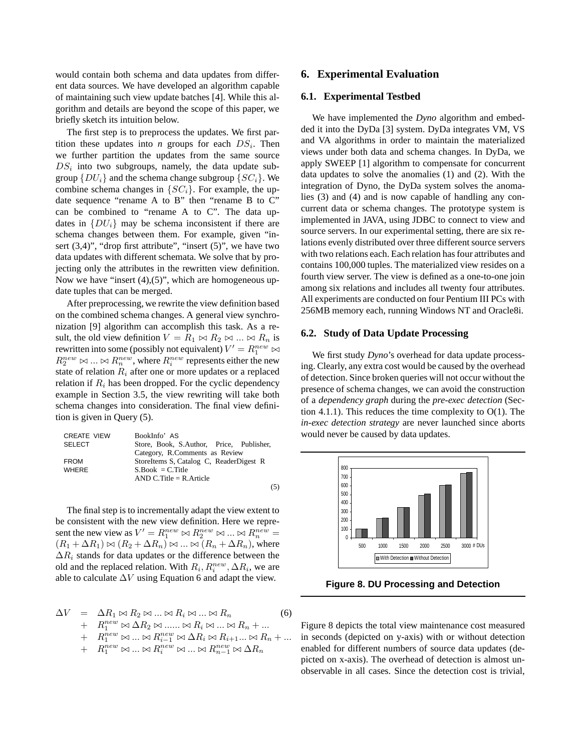would contain both schema and data updates from different data sources. We have developed an algorithm capable of maintaining such view update batches [4]. While this algorithm and details are beyond the scope of this paper, we briefly sketch its intuition below.

The first step is to preprocess the updates. We first partition these updates into *n* groups for each $DS_i$. Then we further partition the updates from the same source $DS_i$ into two subgroups, namely, the data update subgroup $\{DU_i\}$ and the schema change subgroup $\{SC_i\}$. We combine schema changes in $\{SC_i\}$. For example, the update sequence "rename A to B" then "rename B to C" can be combined to "rename A to C". The data updates in $\{DU_i\}$ may be schema inconsistent if there are schema changes between them. For example, given "insert (3,4)", "drop first attribute", "insert (5)", we have two data updates with different schemata. We solve that by projecting only the attributes in the rewritten view definition. Now we have "insert (4),(5)", which are homogeneous update tuples that can be merged.

After preprocessing, we rewrite the view definition based on the combined schema changes. A general view synchronization [9] algorithm can accomplish this task. As a result, the old view definition $V = R_1 \bowtie R_2 \bowtie ... \bowtie R_n$ is rewritten into some (possibly not equivalent) $V' = R_1^{new} \bowtie R_2^{new} \bowtie ... \bowtie R_n^{new}$, where $R_i^{new}$ represents either the new state of relation $R_i$ after one or more updates or a replaced relation if $R_i$ has been dropped. For the cyclic dependency example in Section 3.5, the view rewriting will take both schema changes into consideration. The final view definition is given in Query (5).

```
CREATE VIEW   BookInfo' AS
SELECT        Store, Book, S.Author, Price, Publisher,
              Category, R.Comments as Review
FROM          StoreItems S, Catalog C, ReaderDigest R
WHERE         S.Book = C.Title
              AND C.Title = R.Article
                                                      (5)
```

The final step is to incrementally adapt the view extent to be consistent with the new view definition. Here we represent the new view as $V' = R_1^{new} \bowtie R_2^{new} \bowtie ... \bowtie R_n^{new} = (R_1 + \Delta R_1) \bowtie (R_2 + \Delta R_n) \bowtie ... \bowtie (R_n + \Delta R_n)$, where $\Delta R_i$ stands for data updates or the difference between the old and the replaced relation. With $R_i, R_i^{new}, \Delta R_i$, we are able to calculate $\Delta V$ using Equation 6 and adapt the view.

$$
\begin{aligned}
\Delta V \;=\; & \Delta R_1 \bowtie R_2 \bowtie ... \bowtie R_i \bowtie ... \bowtie R_n \\
+ \;& R_1^{new} \bowtie \Delta R_2 \bowtie ...... \bowtie R_i \bowtie ... \bowtie R_n + ... \\
+ \;& R_1^{new} \bowtie ... \bowtie R_{i-1}^{new} \bowtie \Delta R_i \bowtie R_{i+1} ... \bowtie R_n + ... \\
+ \;& R_1^{new} \bowtie ... \bowtie R_i^{new} \bowtie ... \bowtie R_{n-1}^{new} \bowtie \Delta R_n
\end{aligned} \quad (6)
$$

## 6. Experimental Evaluation

### 6.1. Experimental Testbed

We have implemented the *Dyno* algorithm and embedded it into the DyDa [3] system. DyDa integrates VM, VS and VA algorithms in order to maintain the materialized views under both data and schema changes. In DyDa, we apply SWEEP [1] algorithm to compensate for concurrent data updates to solve the anomalies (1) and (2). With the integration of Dyno, the DyDa system solves the anomalies (3) and (4) and is now capable of handling any concurrent data or schema changes. The prototype system is implemented in JAVA, using JDBC to connect to view and source servers. In our experimental setting, there are six relations evenly distributed over three different source servers with two relations each. Each relation has four attributes and contains 100,000 tuples. The materialized view resides on a fourth view server. The view is defined as a one-to-one join among six relations and includes all twenty four attributes. All experiments are conducted on four Pentium III PCs with 256MB memory each, running Windows NT and Oracle8i.

### 6.2. Study of Data Update Processing

We first study *Dyno*'s overhead for data update processing. Clearly, any extra cost would be caused by the overhead of detection. Since broken queries will not occur without the presence of schema changes, we can avoid the construction of a *dependency graph* during the *pre-exec detection* (Section 4.1.1). This reduces the time complexity to O(1). The *in-exec detection strategy* are never launched since aborts would never be caused by data updates.

**Figure 8. DU Processing and Detection**

Figure 8 depicts the total view maintenance cost measured in seconds (depicted on y-axis) with or without detection enabled for different numbers of source data updates (depicted on x-axis). The overhead of detection is almost unobservable in all cases. Since the detection cost is trivial,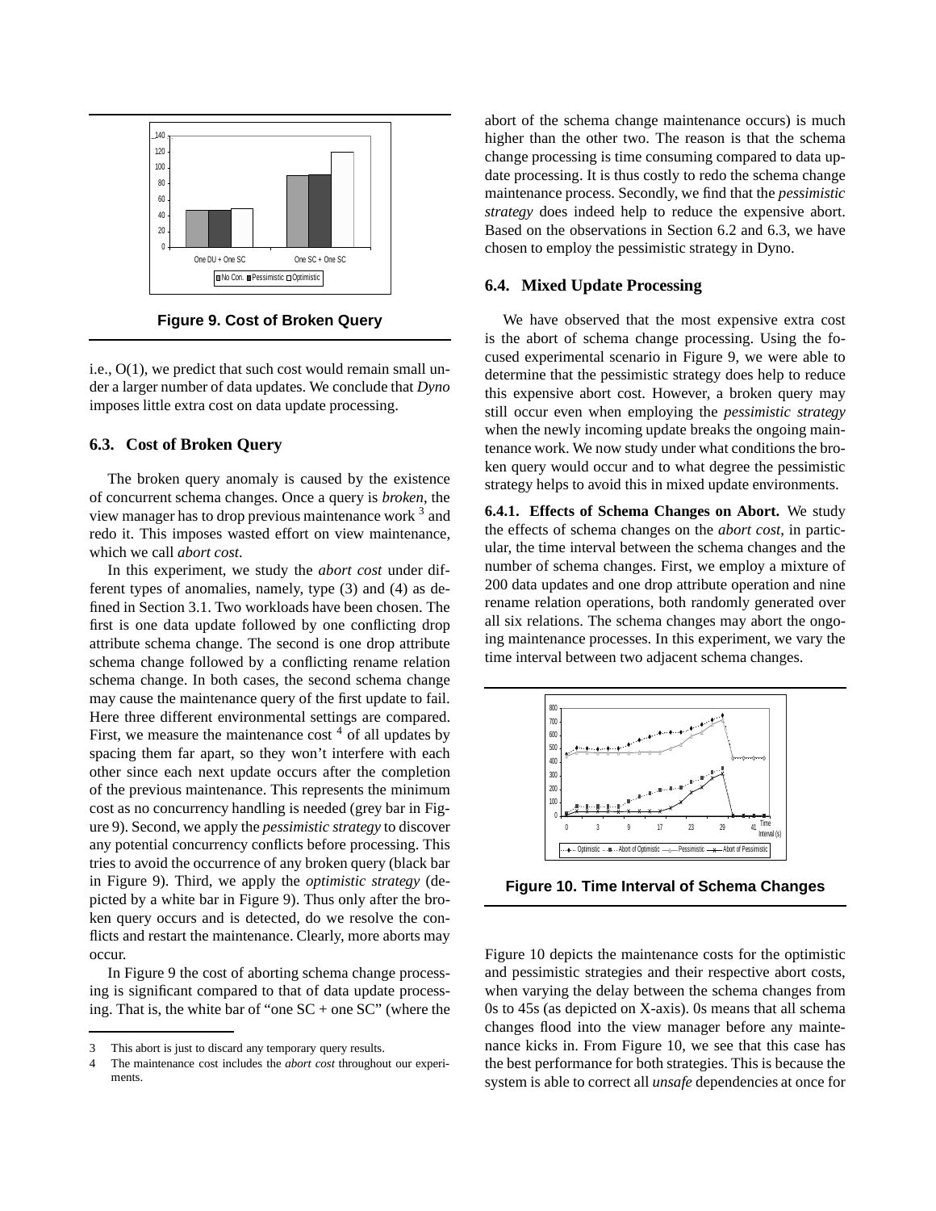**Figure 9. Cost of Broken Query**

i.e., O(1), we predict that such cost would remain small under a larger number of data updates. We conclude that *Dyno* imposes little extra cost on data update processing.

### 6.3. Cost of Broken Query

The broken query anomaly is caused by the existence of concurrent schema changes. Once a query is *broken*, the view manager has to drop previous maintenance work [3] and redo it. This imposes wasted effort on view maintenance, which we call *abort cost*.

In this experiment, we study the *abort cost* under different types of anomalies, namely, type (3) and (4) as defined in Section 3.1. Two workloads have been chosen. The first is one data update followed by one conflicting drop attribute schema change. The second is one drop attribute schema change followed by a conflicting rename relation schema change. In both cases, the second schema change may cause the maintenance query of the first update to fail. Here three different environmental settings are compared. First, we measure the maintenance cost [4] of all updates by spacing them far apart, so they won't interfere with each other since each next update occurs after the completion of the previous maintenance. This represents the minimum cost as no concurrency handling is needed (grey bar in Figure 9). Second, we apply the *pessimistic strategy* to discover any potential concurrency conflicts before processing. This tries to avoid the occurrence of any broken query (black bar in Figure 9). Third, we apply the *optimistic strategy* (depicted by a white bar in Figure 9). Thus only after the broken query occurs and is detected, do we resolve the conflicts and restart the maintenance. Clearly, more aborts may occur.

In Figure 9 the cost of aborting schema change processing is significant compared to that of data update processing. That is, the white bar of "one SC + one SC" (where the abort of the schema change maintenance occurs) is much higher than the other two. The reason is that the schema change processing is time consuming compared to data update processing. It is thus costly to redo the schema change maintenance process. Secondly, we find that the *pessimistic strategy* does indeed help to reduce the expensive abort. Based on the observations in Section 6.2 and 6.3, we have chosen to employ the pessimistic strategy in Dyno.

### 6.4. Mixed Update Processing

We have observed that the most expensive extra cost is the abort of schema change processing. Using the focused experimental scenario in Figure 9, we were able to determine that the pessimistic strategy does help to reduce this expensive abort cost. However, a broken query may still occur even when employing the *pessimistic strategy* when the newly incoming update breaks the ongoing maintenance work. We now study under what conditions the broken query would occur and to what degree the pessimistic strategy helps to avoid this in mixed update environments.

**6.4.1. Effects of Schema Changes on Abort.** We study the effects of schema changes on the *abort cost*, in particular, the time interval between the schema changes and the number of schema changes. First, we employ a mixture of 200 data updates and one drop attribute operation and nine rename relation operations, both randomly generated over all six relations. The schema changes may abort the ongoing maintenance processes. In this experiment, we vary the time interval between two adjacent schema changes.

**Figure 10. Time Interval of Schema Changes**

Figure 10 depicts the maintenance costs for the optimistic and pessimistic strategies and their respective abort costs, when varying the delay between the schema changes from 0s to 45s (as depicted on X-axis). 0s means that all schema changes flood into the view manager before any maintenance kicks in. From Figure 10, we see that this case has the best performance for both strategies. This is because the system is able to correct all *unsafe* dependencies at once for

3 This abort is just to discard any temporary query results.

4 The maintenance cost includes the *abort cost* throughout our experiments.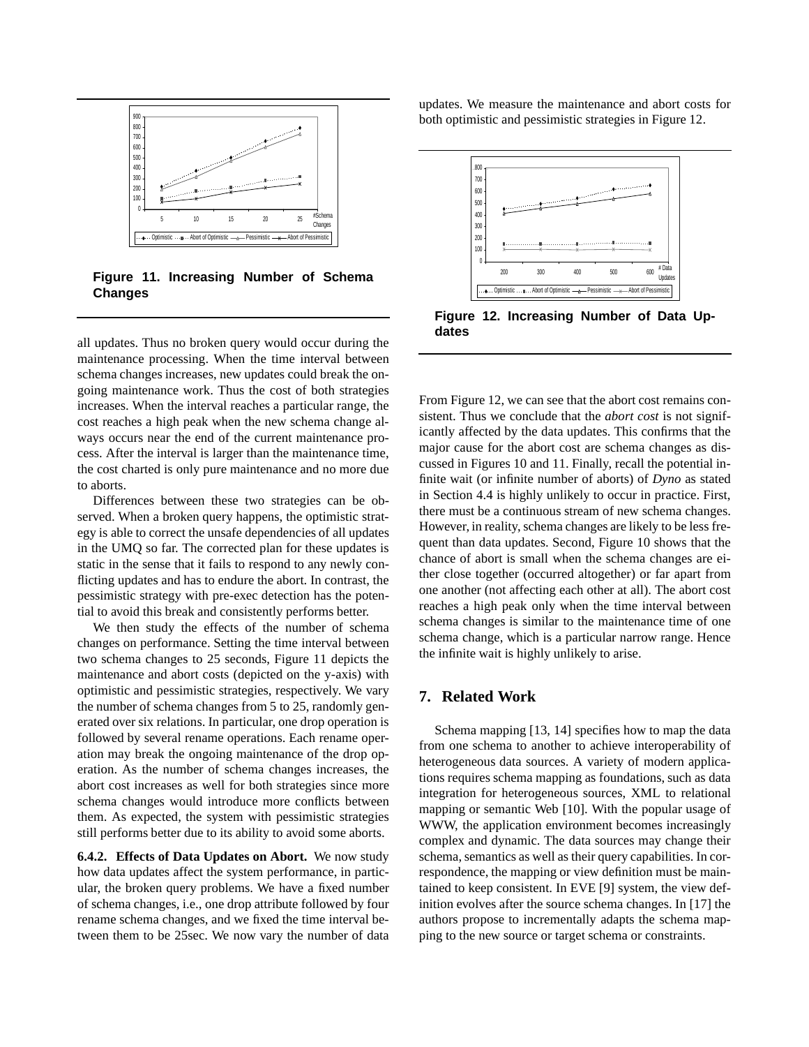**Figure 11. Increasing Number of Schema Changes**

all updates. Thus no broken query would occur during the maintenance processing. When the time interval between schema changes increases, new updates could break the ongoing maintenance work. Thus the cost of both strategies increases. When the interval reaches a particular range, the cost reaches a high peak when the new schema change always occurs near the end of the current maintenance process. After the interval is larger than the maintenance time, the cost charted is only pure maintenance and no more due to aborts.

Differences between these two strategies can be observed. When a broken query happens, the optimistic strategy is able to correct the unsafe dependencies of all updates in the UMQ so far. The corrected plan for these updates is static in the sense that it fails to respond to any newly conflicting updates and has to endure the abort. In contrast, the pessimistic strategy with pre-exec detection has the potential to avoid this break and consistently performs better.

We then study the effects of the number of schema changes on performance. Setting the time interval between two schema changes to 25 seconds, Figure 11 depicts the maintenance and abort costs (depicted on the y-axis) with optimistic and pessimistic strategies, respectively. We vary the number of schema changes from 5 to 25, randomly generated over six relations. In particular, one drop operation is followed by several rename operations. Each rename operation may break the ongoing maintenance of the drop operation. As the number of schema changes increases, the abort cost increases as well for both strategies since more schema changes would introduce more conflicts between them. As expected, the system with pessimistic strategies still performs better due to its ability to avoid some aborts.

**6.4.2. Effects of Data Updates on Abort.** We now study how data updates affect the system performance, in particular, the broken query problems. We have a fixed number of schema changes, i.e., one drop attribute followed by four rename schema changes, and we fixed the time interval between them to be 25sec. We now vary the number of data updates. We measure the maintenance and abort costs for both optimistic and pessimistic strategies in Figure 12.

**Figure 12. Increasing Number of Data Updates**

From Figure 12, we can see that the abort cost remains consistent. Thus we conclude that the *abort cost* is not significantly affected by the data updates. This confirms that the major cause for the abort cost are schema changes as discussed in Figures 10 and 11. Finally, recall the potential infinite wait (or infinite number of aborts) of *Dyno* as stated in Section 4.4 is highly unlikely to occur in practice. First, there must be a continuous stream of new schema changes. However, in reality, schema changes are likely to be less frequent than data updates. Second, Figure 10 shows that the chance of abort is small when the schema changes are either close together (occurred altogether) or far apart from one another (not affecting each other at all). The abort cost reaches a high peak only when the time interval between schema changes is similar to the maintenance time of one schema change, which is a particular narrow range. Hence the infinite wait is highly unlikely to arise.

## 7. Related Work

Schema mapping [13, 14] specifies how to map the data from one schema to another to achieve interoperability of heterogeneous data sources. A variety of modern applications requires schema mapping as foundations, such as data integration for heterogeneous sources, XML to relational mapping or semantic Web [10]. With the popular usage of WWW, the application environment becomes increasingly complex and dynamic. The data sources may change their schema, semantics as well as their query capabilities. In correspondence, the mapping or view definition must be maintained to keep consistent. In EVE [9] system, the view definition evolves after the source schema changes. In [17] the authors propose to incrementally adapts the schema mapping to the new source or target schema or constraints.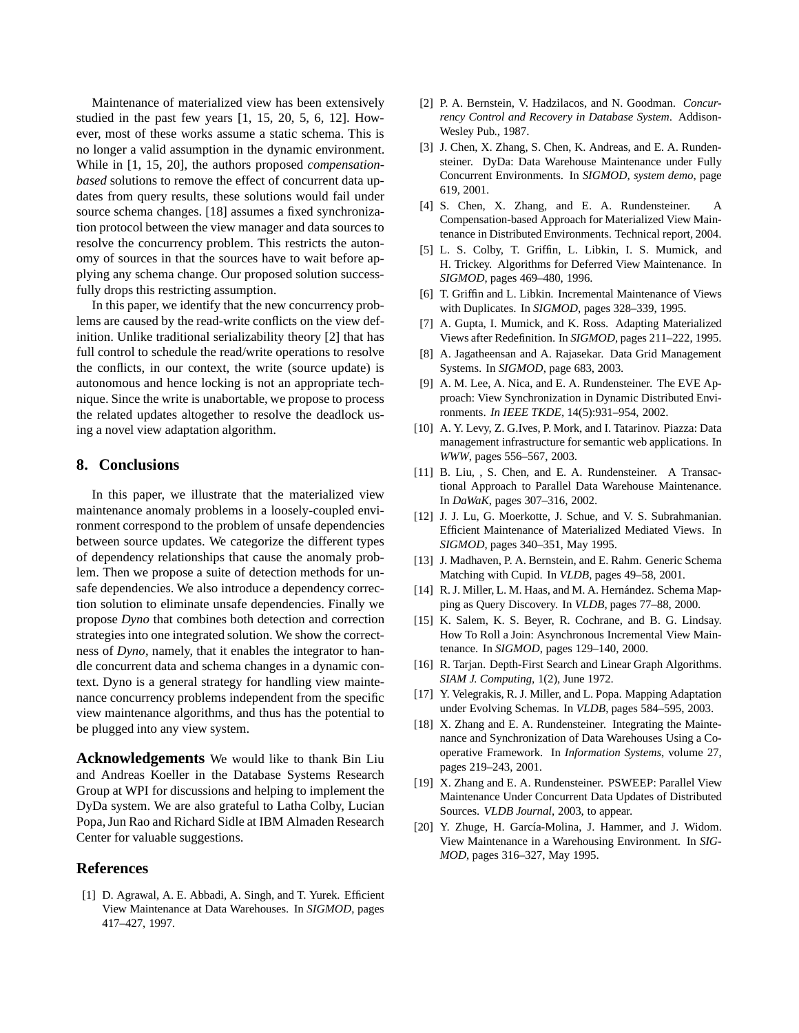Maintenance of materialized view has been extensively studied in the past few years [1, 15, 20, 5, 6, 12]. However, most of these works assume a static schema. This is no longer a valid assumption in the dynamic environment. While in [1, 15, 20], the authors proposed *compensation-based* solutions to remove the effect of concurrent data updates from query results, these solutions would fail under source schema changes. [18] assumes a fixed synchronization protocol between the view manager and data sources to resolve the concurrency problem. This restricts the autonomy of sources in that the sources have to wait before applying any schema change. Our proposed solution successfully drops this restricting assumption.

In this paper, we identify that the new concurrency problems are caused by the read-write conflicts on the view definition. Unlike traditional serializability theory [2] that has full control to schedule the read/write operations to resolve the conflicts, in our context, the write (source update) is autonomous and hence locking is not an appropriate technique. Since the write is unabortable, we propose to process the related updates altogether to resolve the deadlock using a novel view adaptation algorithm.

## 8. Conclusions

In this paper, we illustrate that the materialized view maintenance anomaly problems in a loosely-coupled environment correspond to the problem of unsafe dependencies between source updates. We categorize the different types of dependency relationships that cause the anomaly problem. Then we propose a suite of detection methods for unsafe dependencies. We also introduce a dependency correction solution to eliminate unsafe dependencies. Finally we propose *Dyno* that combines both detection and correction strategies into one integrated solution. We show the correctness of *Dyno*, namely, that it enables the integrator to handle concurrent data and schema changes in a dynamic context. Dyno is a general strategy for handling view maintenance concurrency problems independent from the specific view maintenance algorithms, and thus has the potential to be plugged into any view system.

**Acknowledgements** We would like to thank Bin Liu and Andreas Koeller in the Database Systems Research Group at WPI for discussions and helping to implement the DyDa system. We are also grateful to Latha Colby, Lucian Popa, Jun Rao and Richard Sidle at IBM Almaden Research Center for valuable suggestions.

## References

[1] D. Agrawal, A. E. Abbadi, A. Singh, and T. Yurek. Efficient View Maintenance at Data Warehouses. In *SIGMOD*, pages 417–427, 1997.

[2] P. A. Bernstein, V. Hadzilacos, and N. Goodman. *Concurrency Control and Recovery in Database System*. Addison-Wesley Pub., 1987.

[3] J. Chen, X. Zhang, S. Chen, K. Andreas, and E. A. Rundensteiner. DyDa: Data Warehouse Maintenance under Fully Concurrent Environments. In *SIGMOD, system demo*, page 619, 2001.

[4] S. Chen, X. Zhang, and E. A. Rundensteiner. A Compensation-based Approach for Materialized View Maintenance in Distributed Environments. Technical report, 2004.

[5] L. S. Colby, T. Griffin, L. Libkin, I. S. Mumick, and H. Trickey. Algorithms for Deferred View Maintenance. In *SIGMOD*, pages 469–480, 1996.

[6] T. Griffin and L. Libkin. Incremental Maintenance of Views with Duplicates. In *SIGMOD*, pages 328–339, 1995.

[7] A. Gupta, I. Mumick, and K. Ross. Adapting Materialized Views after Redefinition. In *SIGMOD*, pages 211–222, 1995.

[8] A. Jagatheensan and A. Rajasekar. Data Grid Management Systems. In *SIGMOD*, page 683, 2003.

[9] A. M. Lee, A. Nica, and E. A. Rundensteiner. The EVE Approach: View Synchronization in Dynamic Distributed Environments. *In IEEE TKDE*, 14(5):931–954, 2002.

[10] A. Y. Levy, Z. G.Ives, P. Mork, and I. Tatarinov. Piazza: Data management infrastructure for semantic web applications. In *WWW*, pages 556–567, 2003.

[11] B. Liu, , S. Chen, and E. A. Rundensteiner. A Transactional Approach to Parallel Data Warehouse Maintenance. In *DaWaK*, pages 307–316, 2002.

[12] J. J. Lu, G. Moerkotte, J. Schue, and V. S. Subrahmanian. Efficient Maintenance of Materialized Mediated Views. In *SIGMOD*, pages 340–351, May 1995.

[13] J. Madhaven, P. A. Bernstein, and E. Rahm. Generic Schema Matching with Cupid. In *VLDB*, pages 49–58, 2001.

[14] R. J. Miller, L. M. Haas, and M. A. Hernández. Schema Mapping as Query Discovery. In *VLDB*, pages 77–88, 2000.

[15] K. Salem, K. S. Beyer, R. Cochrane, and B. G. Lindsay. How To Roll a Join: Asynchronous Incremental View Maintenance. In *SIGMOD*, pages 129–140, 2000.

[16] R. Tarjan. Depth-First Search and Linear Graph Algorithms. *SIAM J. Computing*, 1(2), June 1972.

[17] Y. Velegrakis, R. J. Miller, and L. Popa. Mapping Adaptation under Evolving Schemas. In *VLDB*, pages 584–595, 2003.

[18] X. Zhang and E. A. Rundensteiner. Integrating the Maintenance and Synchronization of Data Warehouses Using a Cooperative Framework. In *Information Systems*, volume 27, pages 219–243, 2001.

[19] X. Zhang and E. A. Rundensteiner. PSWEEP: Parallel View Maintenance Under Concurrent Data Updates of Distributed Sources. *VLDB Journal*, 2003, to appear.

[20] Y. Zhuge, H. García-Molina, J. Hammer, and J. Widom. View Maintenance in a Warehousing Environment. In *SIGMOD*, pages 316–327, May 1995.